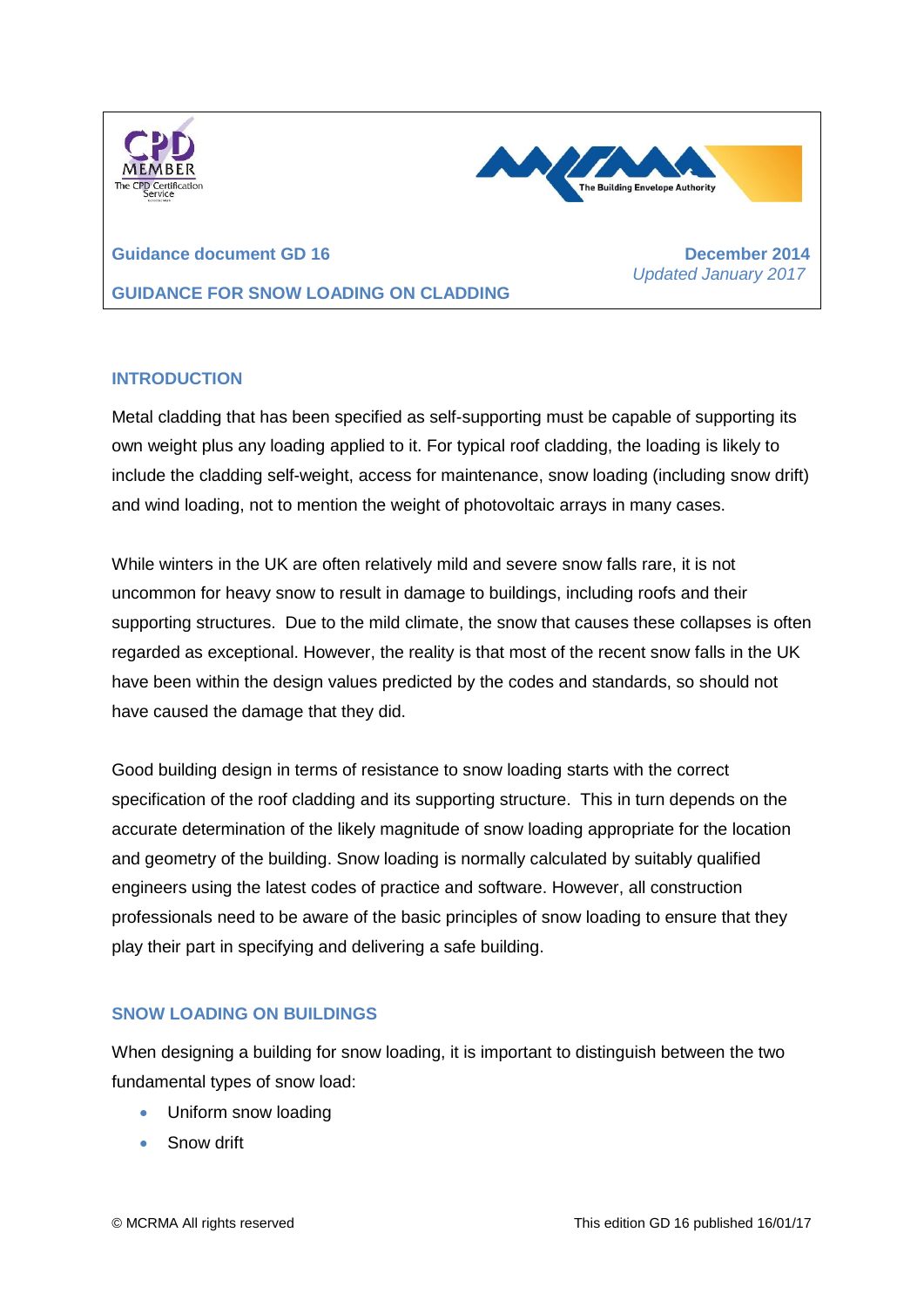Guidance document GD 16

December 2014
*Updated January 2017*

# GUIDANCE FOR SNOW LOADING ON CLADDING

## INTRODUCTION

Metal cladding that has been specified as self-supporting must be capable of supporting its own weight plus any loading applied to it. For typical roof cladding, the loading is likely to include the cladding self-weight, access for maintenance, snow loading (including snow drift) and wind loading, not to mention the weight of photovoltaic arrays in many cases.

While winters in the UK are often relatively mild and severe snow falls rare, it is not uncommon for heavy snow to result in damage to buildings, including roofs and their supporting structures. Due to the mild climate, the snow that causes these collapses is often regarded as exceptional. However, the reality is that most of the recent snow falls in the UK have been within the design values predicted by the codes and standards, so should not have caused the damage that they did.

Good building design in terms of resistance to snow loading starts with the correct specification of the roof cladding and its supporting structure. This in turn depends on the accurate determination of the likely magnitude of snow loading appropriate for the location and geometry of the building. Snow loading is normally calculated by suitably qualified engineers using the latest codes of practice and software. However, all construction professionals need to be aware of the basic principles of snow loading to ensure that they play their part in specifying and delivering a safe building.

## SNOW LOADING ON BUILDINGS

When designing a building for snow loading, it is important to distinguish between the two fundamental types of snow load:

- Uniform snow loading
- Snow drift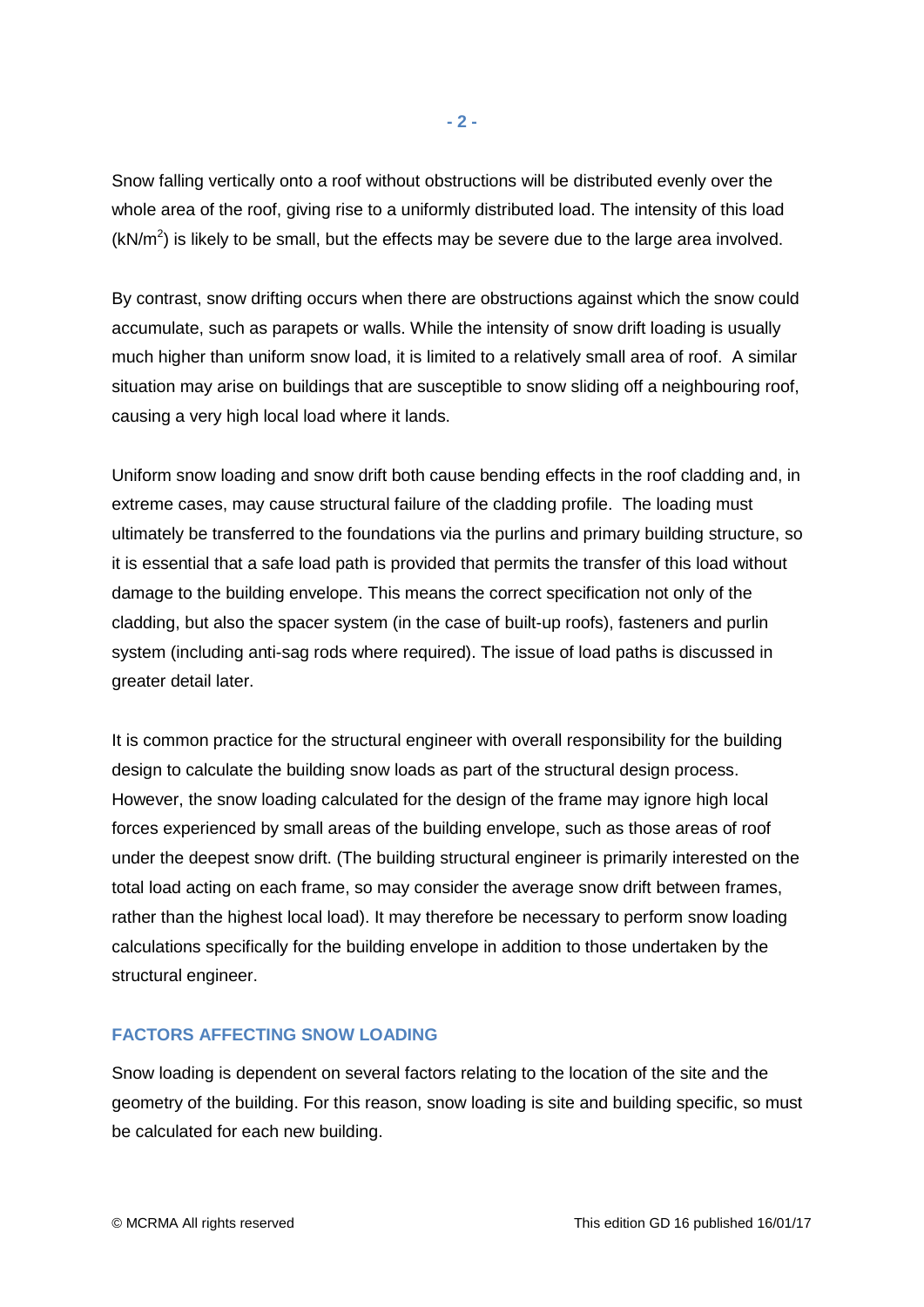Snow falling vertically onto a roof without obstructions will be distributed evenly over the whole area of the roof, giving rise to a uniformly distributed load. The intensity of this load ($kN/m^2$) is likely to be small, but the effects may be severe due to the large area involved.

By contrast, snow drifting occurs when there are obstructions against which the snow could accumulate, such as parapets or walls. While the intensity of snow drift loading is usually much higher than uniform snow load, it is limited to a relatively small area of roof. A similar situation may arise on buildings that are susceptible to snow sliding off a neighbouring roof, causing a very high local load where it lands.

Uniform snow loading and snow drift both cause bending effects in the roof cladding and, in extreme cases, may cause structural failure of the cladding profile. The loading must ultimately be transferred to the foundations via the purlins and primary building structure, so it is essential that a safe load path is provided that permits the transfer of this load without damage to the building envelope. This means the correct specification not only of the cladding, but also the spacer system (in the case of built-up roofs), fasteners and purlin system (including anti-sag rods where required). The issue of load paths is discussed in greater detail later.

It is common practice for the structural engineer with overall responsibility for the building design to calculate the building snow loads as part of the structural design process. However, the snow loading calculated for the design of the frame may ignore high local forces experienced by small areas of the building envelope, such as those areas of roof under the deepest snow drift. (The building structural engineer is primarily interested on the total load acting on each frame, so may consider the average snow drift between frames, rather than the highest local load). It may therefore be necessary to perform snow loading calculations specifically for the building envelope in addition to those undertaken by the structural engineer.

## FACTORS AFFECTING SNOW LOADING

Snow loading is dependent on several factors relating to the location of the site and the geometry of the building. For this reason, snow loading is site and building specific, so must be calculated for each new building.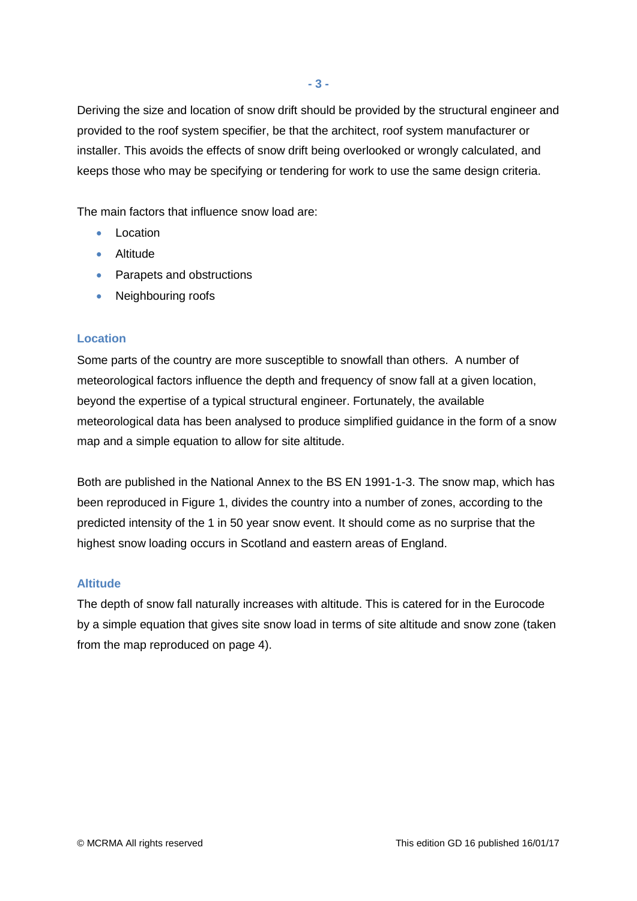Deriving the size and location of snow drift should be provided by the structural engineer and provided to the roof system specifier, be that the architect, roof system manufacturer or installer. This avoids the effects of snow drift being overlooked or wrongly calculated, and keeps those who may be specifying or tendering for work to use the same design criteria.

The main factors that influence snow load are:

- Location
- Altitude
- Parapets and obstructions
- Neighbouring roofs

### Location

Some parts of the country are more susceptible to snowfall than others. A number of meteorological factors influence the depth and frequency of snow fall at a given location, beyond the expertise of a typical structural engineer. Fortunately, the available meteorological data has been analysed to produce simplified guidance in the form of a snow map and a simple equation to allow for site altitude.

Both are published in the National Annex to the BS EN 1991-1-3. The snow map, which has been reproduced in Figure 1, divides the country into a number of zones, according to the predicted intensity of the 1 in 50 year snow event. It should come as no surprise that the highest snow loading occurs in Scotland and eastern areas of England.

### Altitude

The depth of snow fall naturally increases with altitude. This is catered for in the Eurocode by a simple equation that gives site snow load in terms of site altitude and snow zone (taken from the map reproduced on page 4).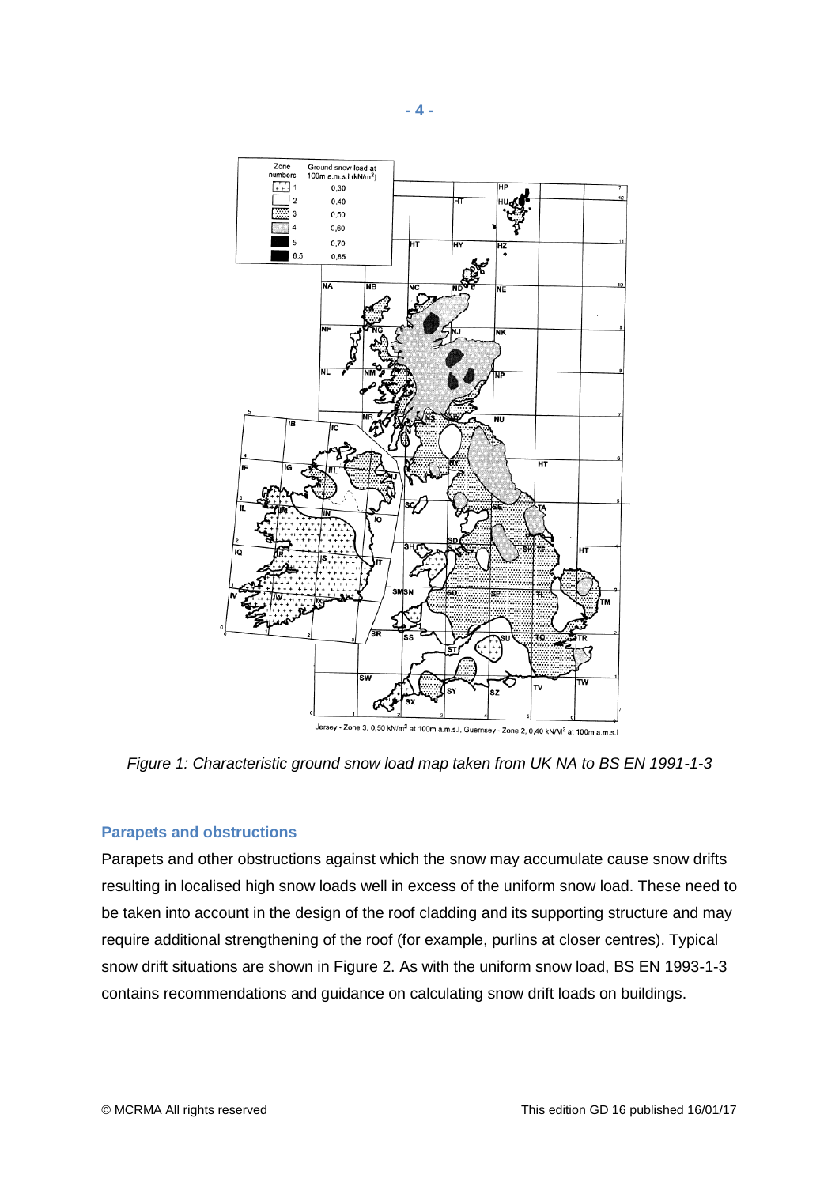*Figure 1: Characteristic ground snow load map taken from UK NA to BS EN 1991-1-3*

### Parapets and obstructions

Parapets and other obstructions against which the snow may accumulate cause snow drifts resulting in localised high snow loads well in excess of the uniform snow load. These need to be taken into account in the design of the roof cladding and its supporting structure and may require additional strengthening of the roof (for example, purlins at closer centres). Typical snow drift situations are shown in Figure 2. As with the uniform snow load, BS EN 1993-1-3 contains recommendations and guidance on calculating snow drift loads on buildings.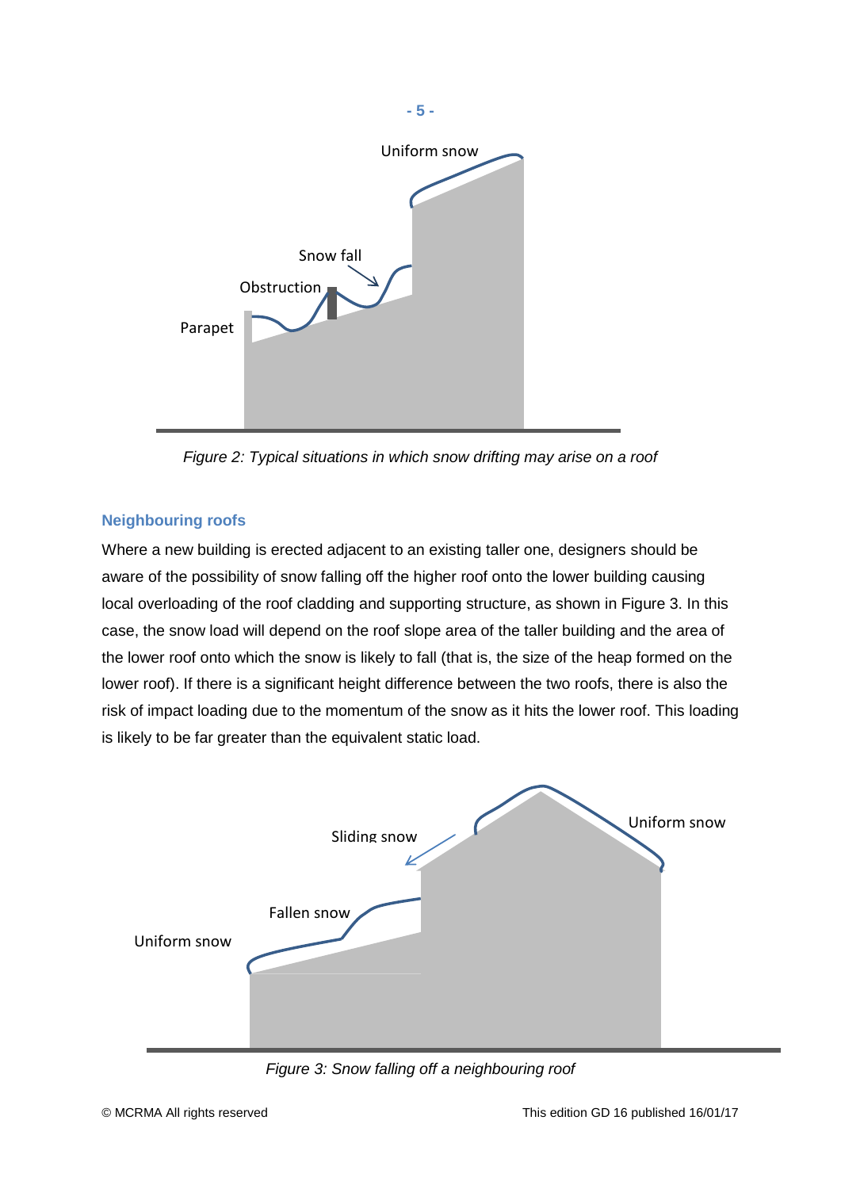Figure 2: Typical situations in which snow drifting may arise on a roof

### Neighbouring roofs

Where a new building is erected adjacent to an existing taller one, designers should be aware of the possibility of snow falling off the higher roof onto the lower building causing local overloading of the roof cladding and supporting structure, as shown in Figure 3. In this case, the snow load will depend on the roof slope area of the taller building and the area of the lower roof onto which the snow is likely to fall (that is, the size of the heap formed on the lower roof). If there is a significant height difference between the two roofs, there is also the risk of impact loading due to the momentum of the snow as it hits the lower roof. This loading is likely to be far greater than the equivalent static load.

Figure 3: Snow falling off a neighbouring roof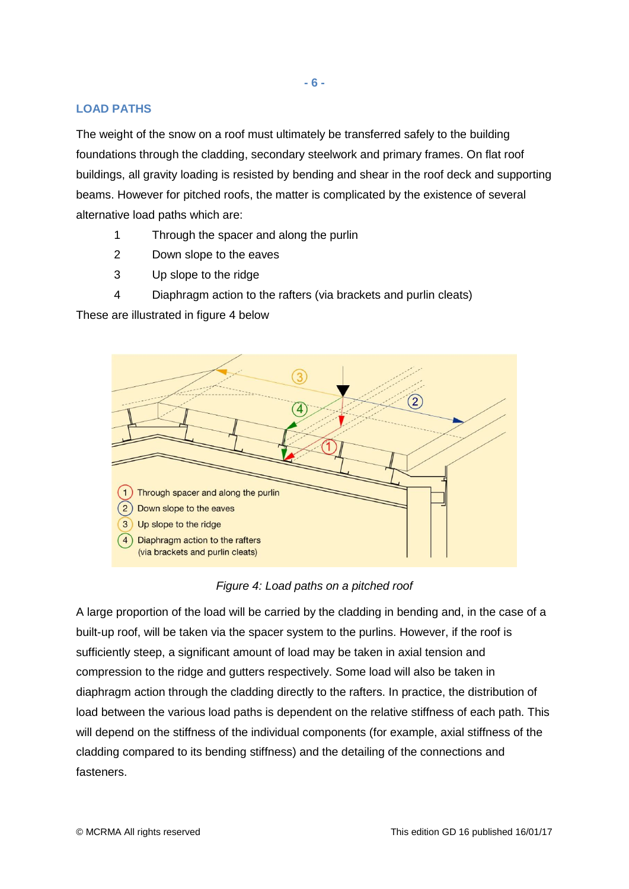## LOAD PATHS

The weight of the snow on a roof must ultimately be transferred safely to the building foundations through the cladding, secondary steelwork and primary frames. On flat roof buildings, all gravity loading is resisted by bending and shear in the roof deck and supporting beams. However for pitched roofs, the matter is complicated by the existence of several alternative load paths which are:

1. Through the spacer and along the purlin
2. Down slope to the eaves
3. Up slope to the ridge
4. Diaphragm action to the rafters (via brackets and purlin cleats)

These are illustrated in figure 4 below

*Figure 4: Load paths on a pitched roof*

A large proportion of the load will be carried by the cladding in bending and, in the case of a built-up roof, will be taken via the spacer system to the purlins. However, if the roof is sufficiently steep, a significant amount of load may be taken in axial tension and compression to the ridge and gutters respectively. Some load will also be taken in diaphragm action through the cladding directly to the rafters. In practice, the distribution of load between the various load paths is dependent on the relative stiffness of each path. This will depend on the stiffness of the individual components (for example, axial stiffness of the cladding compared to its bending stiffness) and the detailing of the connections and fasteners.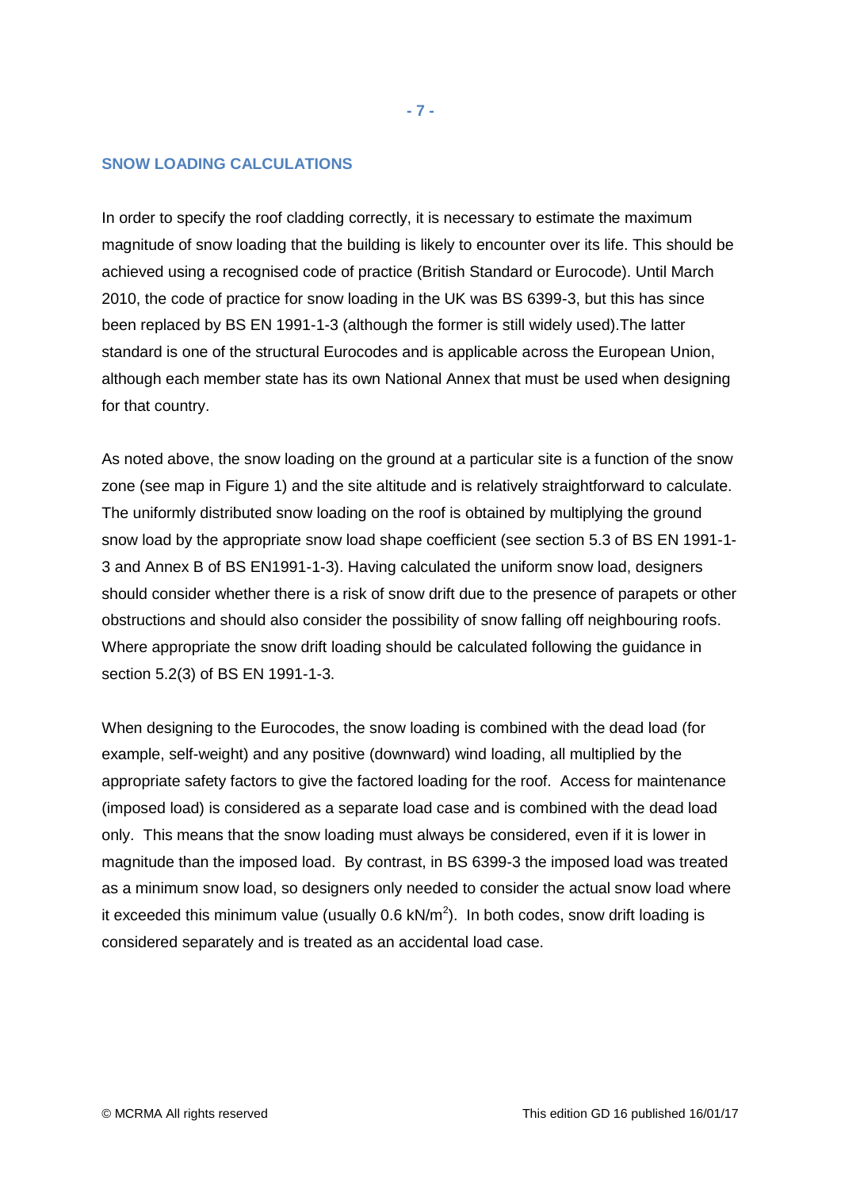## SNOW LOADING CALCULATIONS

In order to specify the roof cladding correctly, it is necessary to estimate the maximum magnitude of snow loading that the building is likely to encounter over its life. This should be achieved using a recognised code of practice (British Standard or Eurocode). Until March 2010, the code of practice for snow loading in the UK was BS 6399-3, but this has since been replaced by BS EN 1991-1-3 (although the former is still widely used).The latter standard is one of the structural Eurocodes and is applicable across the European Union, although each member state has its own National Annex that must be used when designing for that country.

As noted above, the snow loading on the ground at a particular site is a function of the snow zone (see map in Figure 1) and the site altitude and is relatively straightforward to calculate. The uniformly distributed snow loading on the roof is obtained by multiplying the ground snow load by the appropriate snow load shape coefficient (see section 5.3 of BS EN 1991-1-3 and Annex B of BS EN1991-1-3). Having calculated the uniform snow load, designers should consider whether there is a risk of snow drift due to the presence of parapets or other obstructions and should also consider the possibility of snow falling off neighbouring roofs. Where appropriate the snow drift loading should be calculated following the guidance in section 5.2(3) of BS EN 1991-1-3.

When designing to the Eurocodes, the snow loading is combined with the dead load (for example, self-weight) and any positive (downward) wind loading, all multiplied by the appropriate safety factors to give the factored loading for the roof. Access for maintenance (imposed load) is considered as a separate load case and is combined with the dead load only. This means that the snow loading must always be considered, even if it is lower in magnitude than the imposed load. By contrast, in BS 6399-3 the imposed load was treated as a minimum snow load, so designers only needed to consider the actual snow load where it exceeded this minimum value (usually 0.6 $kN/m^2$). In both codes, snow drift loading is considered separately and is treated as an accidental load case.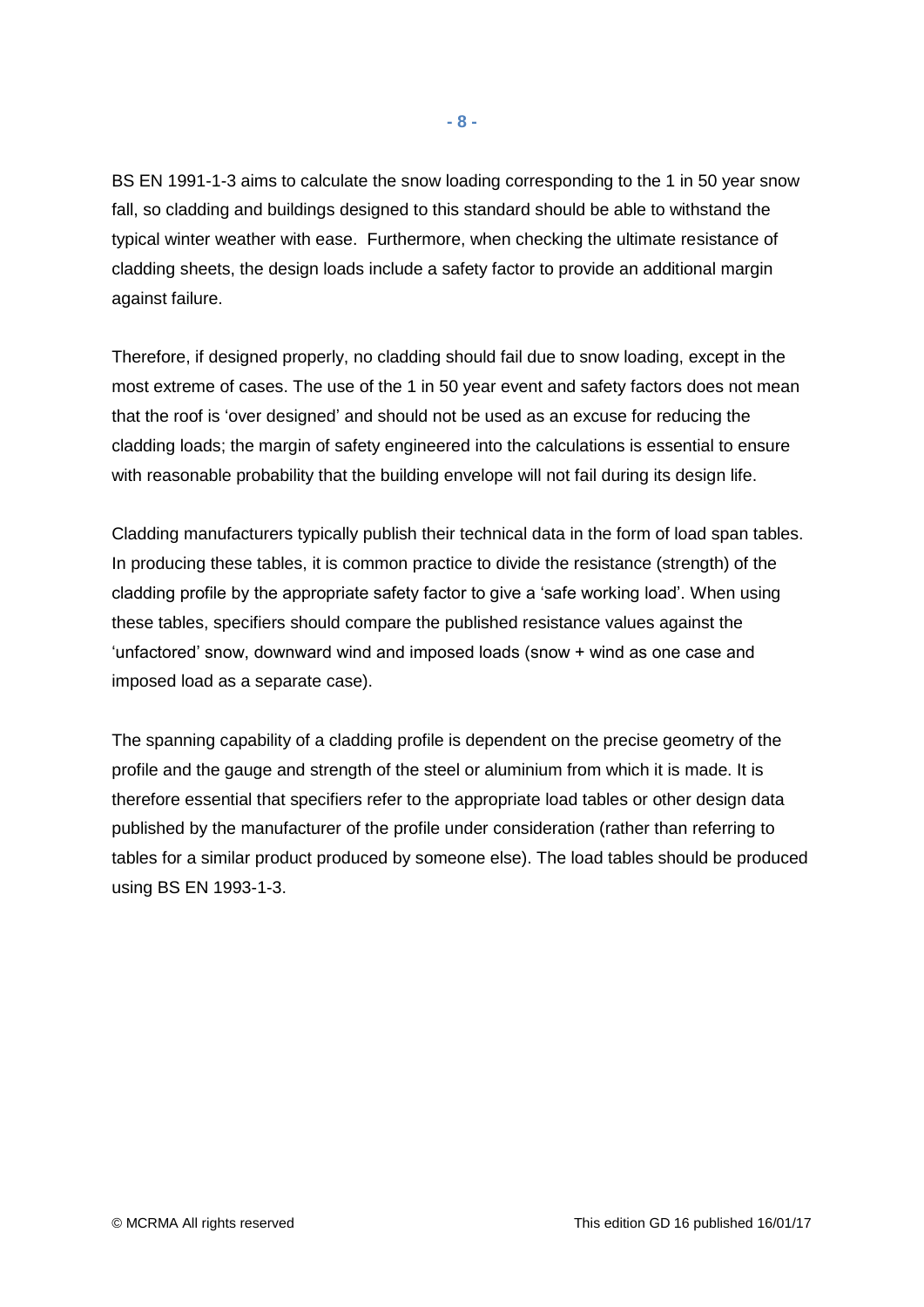BS EN 1991-1-3 aims to calculate the snow loading corresponding to the 1 in 50 year snow fall, so cladding and buildings designed to this standard should be able to withstand the typical winter weather with ease. Furthermore, when checking the ultimate resistance of cladding sheets, the design loads include a safety factor to provide an additional margin against failure.

Therefore, if designed properly, no cladding should fail due to snow loading, except in the most extreme of cases. The use of the 1 in 50 year event and safety factors does not mean that the roof is 'over designed' and should not be used as an excuse for reducing the cladding loads; the margin of safety engineered into the calculations is essential to ensure with reasonable probability that the building envelope will not fail during its design life.

Cladding manufacturers typically publish their technical data in the form of load span tables. In producing these tables, it is common practice to divide the resistance (strength) of the cladding profile by the appropriate safety factor to give a 'safe working load'. When using these tables, specifiers should compare the published resistance values against the 'unfactored' snow, downward wind and imposed loads (snow + wind as one case and imposed load as a separate case).

The spanning capability of a cladding profile is dependent on the precise geometry of the profile and the gauge and strength of the steel or aluminium from which it is made. It is therefore essential that specifiers refer to the appropriate load tables or other design data published by the manufacturer of the profile under consideration (rather than referring to tables for a similar product produced by someone else). The load tables should be produced using BS EN 1993-1-3.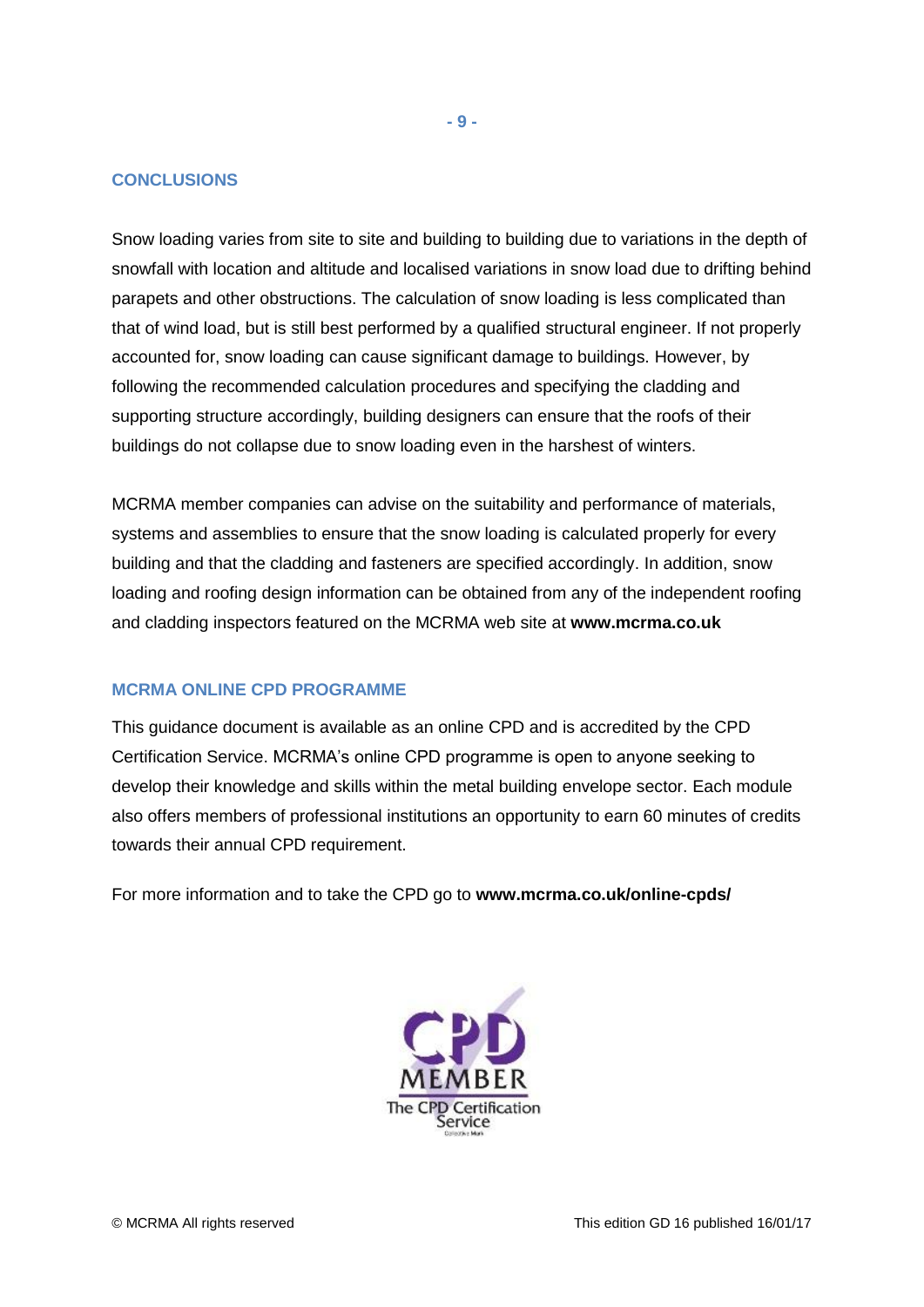## CONCLUSIONS

Snow loading varies from site to site and building to building due to variations in the depth of snowfall with location and altitude and localised variations in snow load due to drifting behind parapets and other obstructions. The calculation of snow loading is less complicated than that of wind load, but is still best performed by a qualified structural engineer. If not properly accounted for, snow loading can cause significant damage to buildings. However, by following the recommended calculation procedures and specifying the cladding and supporting structure accordingly, building designers can ensure that the roofs of their buildings do not collapse due to snow loading even in the harshest of winters.

MCRMA member companies can advise on the suitability and performance of materials, systems and assemblies to ensure that the snow loading is calculated properly for every building and that the cladding and fasteners are specified accordingly. In addition, snow loading and roofing design information can be obtained from any of the independent roofing and cladding inspectors featured on the MCRMA web site at **www.mcrma.co.uk**

## MCRMA ONLINE CPD PROGRAMME

This guidance document is available as an online CPD and is accredited by the CPD Certification Service. MCRMA's online CPD programme is open to anyone seeking to develop their knowledge and skills within the metal building envelope sector. Each module also offers members of professional institutions an opportunity to earn 60 minutes of credits towards their annual CPD requirement.

For more information and to take the CPD go to **www.mcrma.co.uk/online-cpds/**

CPD MEMBER
The CPD Certification Service

© MCRMA All rights reserved

This edition GD 16 published 16/01/17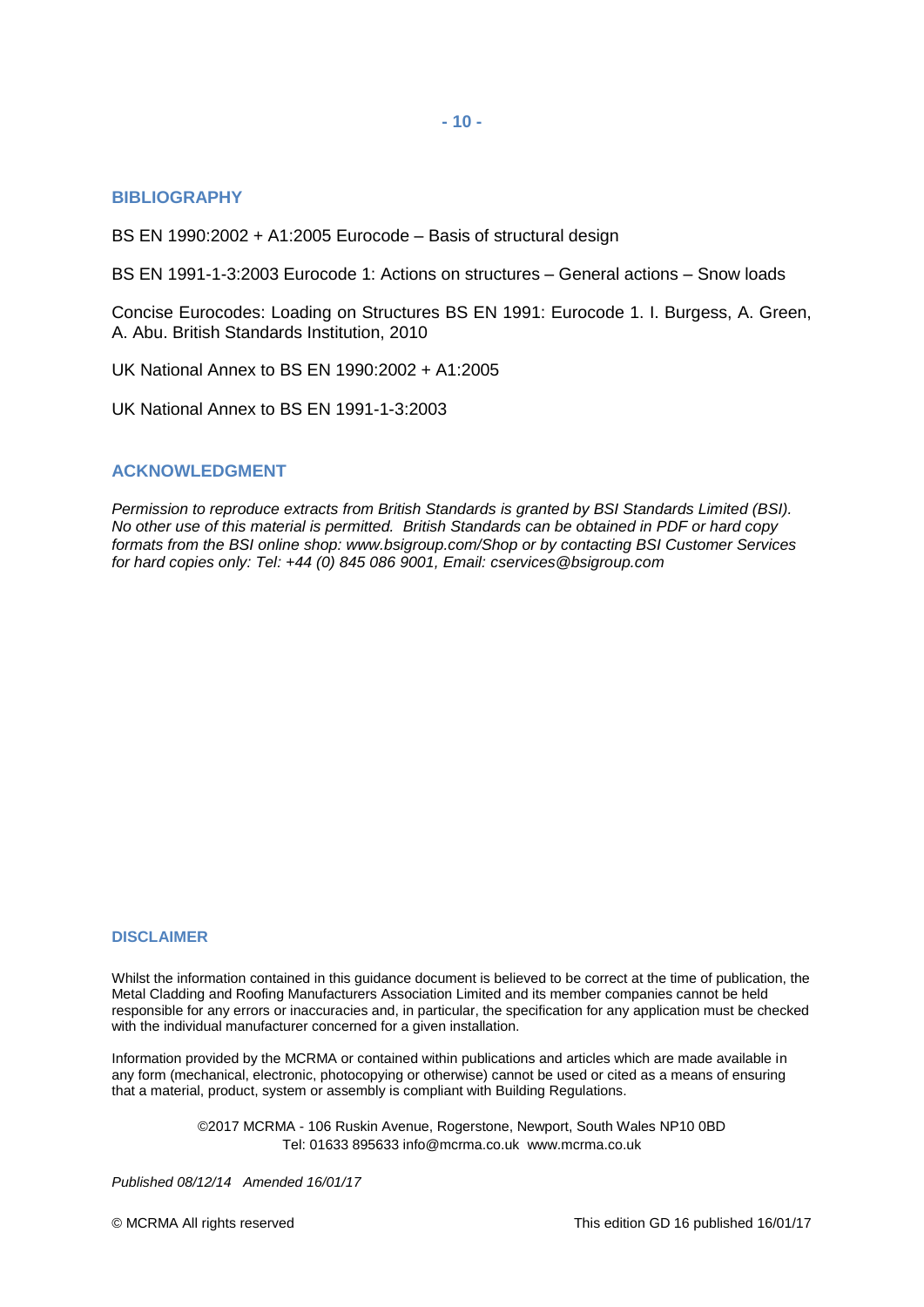## BIBLIOGRAPHY

BS EN 1990:2002 + A1:2005 Eurocode – Basis of structural design

BS EN 1991-1-3:2003 Eurocode 1: Actions on structures – General actions – Snow loads

Concise Eurocodes: Loading on Structures BS EN 1991: Eurocode 1. I. Burgess, A. Green, A. Abu. British Standards Institution, 2010

UK National Annex to BS EN 1990:2002 + A1:2005

UK National Annex to BS EN 1991-1-3:2003

## ACKNOWLEDGMENT

*Permission to reproduce extracts from British Standards is granted by BSI Standards Limited (BSI). No other use of this material is permitted. British Standards can be obtained in PDF or hard copy formats from the BSI online shop: www.bsigroup.com/Shop or by contacting BSI Customer Services for hard copies only: Tel: +44 (0) 845 086 9001, Email: cservices@bsigroup.com*

## DISCLAIMER

Whilst the information contained in this guidance document is believed to be correct at the time of publication, the Metal Cladding and Roofing Manufacturers Association Limited and its member companies cannot be held responsible for any errors or inaccuracies and, in particular, the specification for any application must be checked with the individual manufacturer concerned for a given installation.

Information provided by the MCRMA or contained within publications and articles which are made available in any form (mechanical, electronic, photocopying or otherwise) cannot be used or cited as a means of ensuring that a material, product, system or assembly is compliant with Building Regulations.

©2017 MCRMA - 106 Ruskin Avenue, Rogerstone, Newport, South Wales NP10 0BD
Tel: 01633 895633 info@mcrma.co.uk www.mcrma.co.uk

*Published 08/12/14 Amended 16/01/17*

© MCRMA All rights reserved

This edition GD 16 published 16/01/17